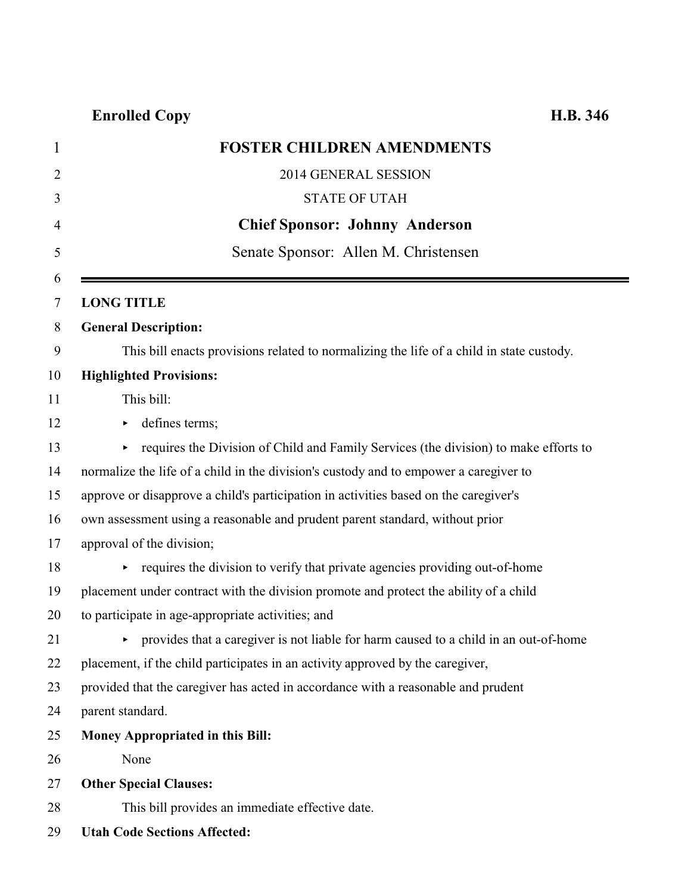**Enrolled Copy** **H.B. 346**

# FOSTER CHILDREN AMENDMENTS

2014 GENERAL SESSION

STATE OF UTAH

**Chief Sponsor: Johnny Anderson**

Senate Sponsor: Allen M. Christensen

---

**LONG TITLE**

**General Description:**

This bill enacts provisions related to normalizing the life of a child in state custody.

**Highlighted Provisions:**

This bill:

- defines terms;
- requires the Division of Child and Family Services (the division) to make efforts to normalize the life of a child in the division's custody and to empower a caregiver to approve or disapprove a child's participation in activities based on the caregiver's own assessment using a reasonable and prudent parent standard, without prior approval of the division;
- requires the division to verify that private agencies providing out-of-home placement under contract with the division promote and protect the ability of a child to participate in age-appropriate activities; and
- provides that a caregiver is not liable for harm caused to a child in an out-of-home placement, if the child participates in an activity approved by the caregiver, provided that the caregiver has acted in accordance with a reasonable and prudent parent standard.

**Money Appropriated in this Bill:**

None

**Other Special Clauses:**

This bill provides an immediate effective date.

**Utah Code Sections Affected:**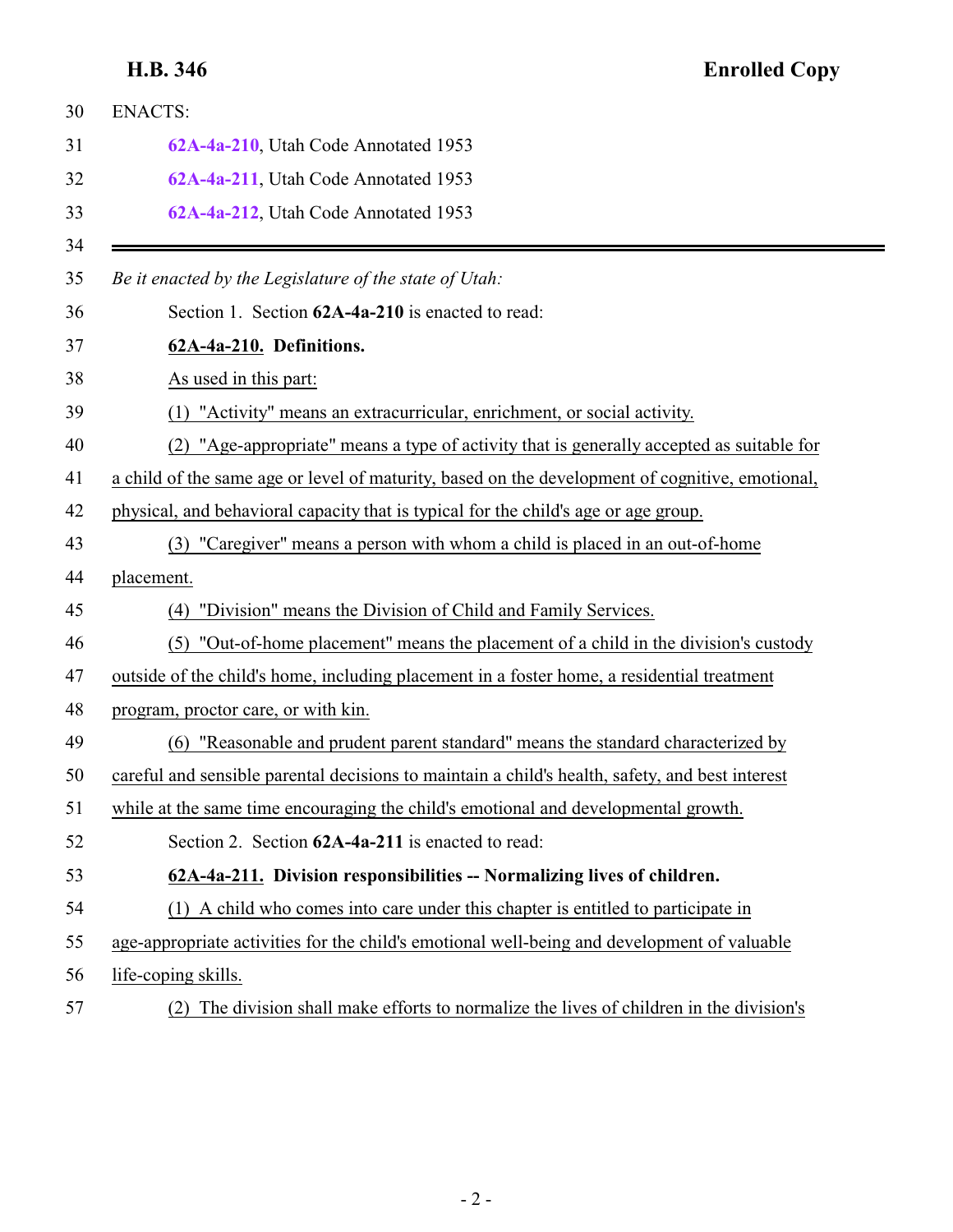ENACTS:

62A-4a-210, Utah Code Annotated 1953

62A-4a-211, Utah Code Annotated 1953

62A-4a-212, Utah Code Annotated 1953

---

*Be it enacted by the Legislature of the state of Utah:*

Section 1. Section **62A-4a-210** is enacted to read:

**62A-4a-210. Definitions.**

As used in this part:

(1) "Activity" means an extracurricular, enrichment, or social activity.

(2) "Age-appropriate" means a type of activity that is generally accepted as suitable for a child of the same age or level of maturity, based on the development of cognitive, emotional, physical, and behavioral capacity that is typical for the child's age or age group.

(3) "Caregiver" means a person with whom a child is placed in an out-of-home placement.

(4) "Division" means the Division of Child and Family Services.

(5) "Out-of-home placement" means the placement of a child in the division's custody outside of the child's home, including placement in a foster home, a residential treatment program, proctor care, or with kin.

(6) "Reasonable and prudent parent standard" means the standard characterized by careful and sensible parental decisions to maintain a child's health, safety, and best interest while at the same time encouraging the child's emotional and developmental growth.

Section 2. Section **62A-4a-211** is enacted to read:

**62A-4a-211. Division responsibilities -- Normalizing lives of children.**

(1) A child who comes into care under this chapter is entitled to participate in age-appropriate activities for the child's emotional well-being and development of valuable life-coping skills.

(2) The division shall make efforts to normalize the lives of children in the division's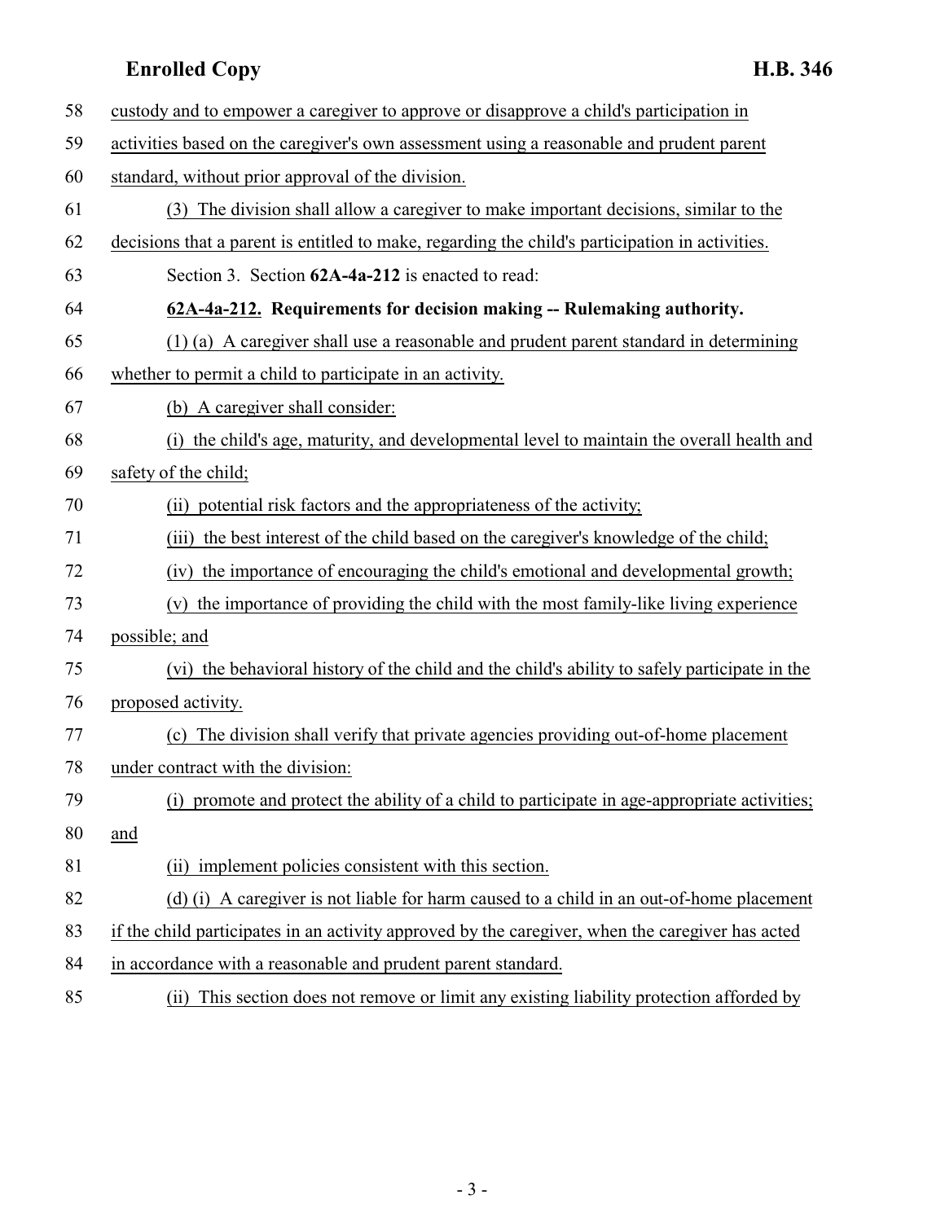custody and to empower a caregiver to approve or disapprove a child's participation in activities based on the caregiver's own assessment using a reasonable and prudent parent standard, without prior approval of the division.

(3) The division shall allow a caregiver to make important decisions, similar to the decisions that a parent is entitled to make, regarding the child's participation in activities.

Section 3. Section **62A-4a-212** is enacted to read:

**62A-4a-212. Requirements for decision making -- Rulemaking authority.**

(1) (a) A caregiver shall use a reasonable and prudent parent standard in determining whether to permit a child to participate in an activity.

(b) A caregiver shall consider:

(i) the child's age, maturity, and developmental level to maintain the overall health and safety of the child;

(ii) potential risk factors and the appropriateness of the activity;

(iii) the best interest of the child based on the caregiver's knowledge of the child;

(iv) the importance of encouraging the child's emotional and developmental growth;

(v) the importance of providing the child with the most family-like living experience possible; and

(vi) the behavioral history of the child and the child's ability to safely participate in the proposed activity.

(c) The division shall verify that private agencies providing out-of-home placement under contract with the division:

(i) promote and protect the ability of a child to participate in age-appropriate activities; and

(ii) implement policies consistent with this section.

(d) (i) A caregiver is not liable for harm caused to a child in an out-of-home placement if the child participates in an activity approved by the caregiver, when the caregiver has acted in accordance with a reasonable and prudent parent standard.

(ii) This section does not remove or limit any existing liability protection afforded by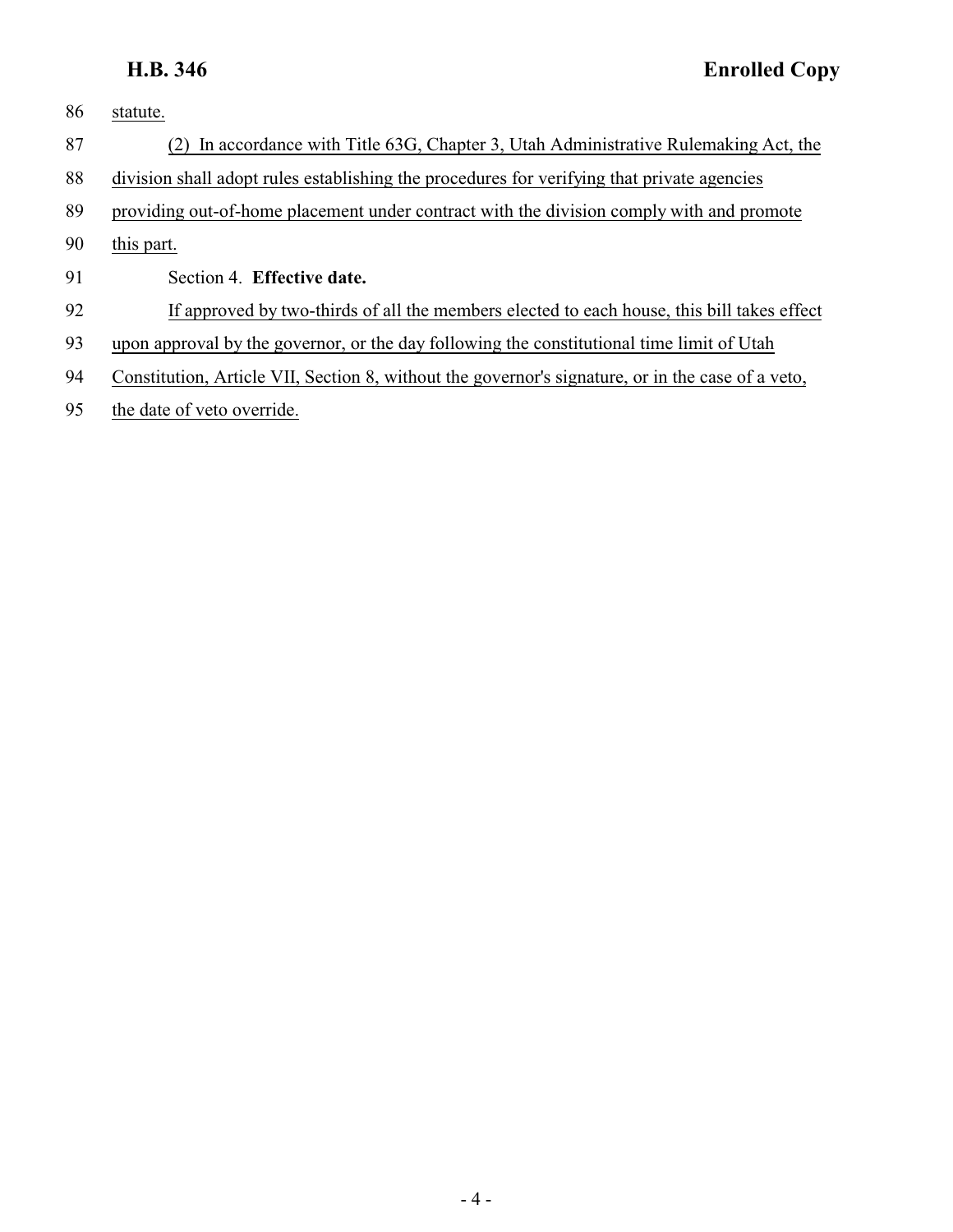statute.

(2) In accordance with Title 63G, Chapter 3, Utah Administrative Rulemaking Act, the division shall adopt rules establishing the procedures for verifying that private agencies providing out-of-home placement under contract with the division comply with and promote this part.

Section 4. **Effective date.**

If approved by two-thirds of all the members elected to each house, this bill takes effect upon approval by the governor, or the day following the constitutional time limit of Utah Constitution, Article VII, Section 8, without the governor's signature, or in the case of a veto, the date of veto override.